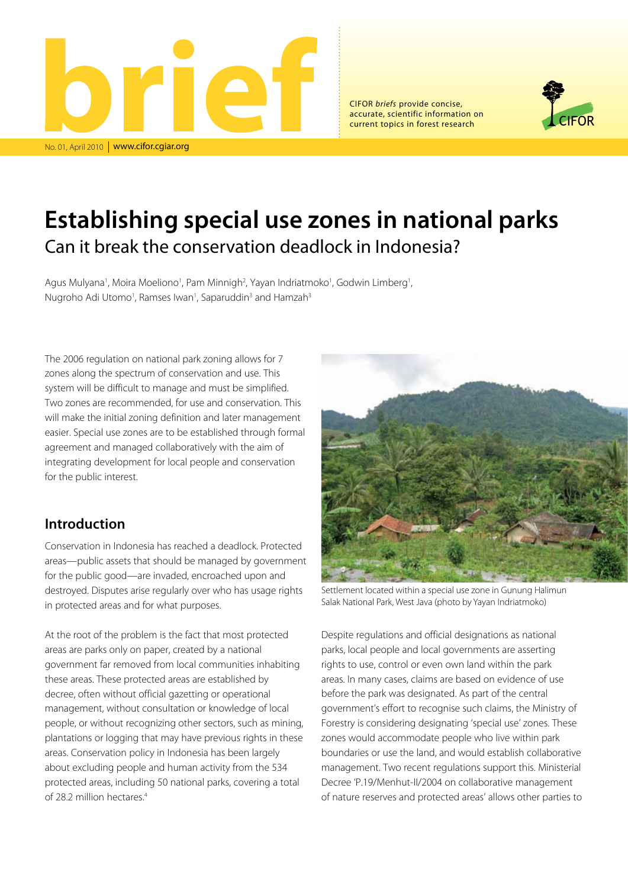# brief

No. 01, April 2010 | www.cifor.cgiar.org

CIFOR *briefs* provide concise, accurate, scientific information on current topics in forest research

# Establishing special use zones in national parks

## Can it break the conservation deadlock in Indonesia?

Agus Mulyana[1], Moira Moeliono[1], Pam Minnigh[2], Yayan Indriatmoko[1], Godwin Limberg[1], Nugroho Adi Utomo[1], Ramses Iwan[1], Saparuddin[3] and Hamzah[3]

The 2006 regulation on national park zoning allows for 7 zones along the spectrum of conservation and use. This system will be difficult to manage and must be simplified. Two zones are recommended, for use and conservation. This will make the initial zoning definition and later management easier. Special use zones are to be established through formal agreement and managed collaboratively with the aim of integrating development for local people and conservation for the public interest.

## Introduction

Conservation in Indonesia has reached a deadlock. Protected areas—public assets that should be managed by government for the public good—are invaded, encroached upon and destroyed. Disputes arise regularly over who has usage rights in protected areas and for what purposes.

At the root of the problem is the fact that most protected areas are parks only on paper, created by a national government far removed from local communities inhabiting these areas. These protected areas are established by decree, often without official gazetting or operational management, without consultation or knowledge of local people, or without recognizing other sectors, such as mining, plantations or logging that may have previous rights in these areas. Conservation policy in Indonesia has been largely about excluding people and human activity from the 534 protected areas, including 50 national parks, covering a total of 28.2 million hectares.[4]

Settlement located within a special use zone in Gunung Halimun Salak National Park, West Java (photo by Yayan Indriatmoko)

Despite regulations and official designations as national parks, local people and local governments are asserting rights to use, control or even own land within the park areas. In many cases, claims are based on evidence of use before the park was designated. As part of the central government's effort to recognise such claims, the Ministry of Forestry is considering designating 'special use' zones. These zones would accommodate people who live within park boundaries or use the land, and would establish collaborative management. Two recent regulations support this. Ministerial Decree 'P.19/Menhut-II/2004 on collaborative management of nature reserves and protected areas' allows other parties to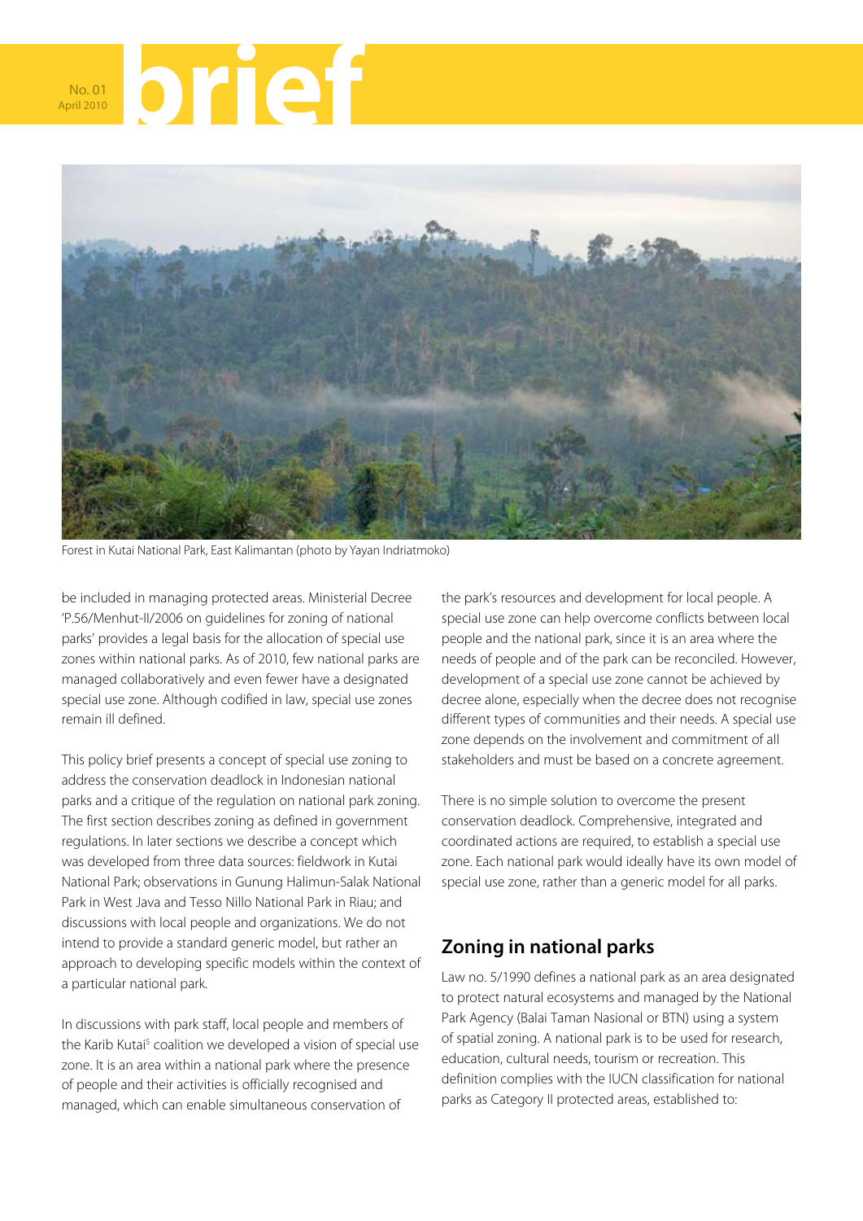Forest in Kutai National Park, East Kalimantan (photo by Yayan Indriatmoko)

be included in managing protected areas. Ministerial Decree 'P.56/Menhut-II/2006 on guidelines for zoning of national parks' provides a legal basis for the allocation of special use zones within national parks. As of 2010, few national parks are managed collaboratively and even fewer have a designated special use zone. Although codified in law, special use zones remain ill defined.

This policy brief presents a concept of special use zoning to address the conservation deadlock in Indonesian national parks and a critique of the regulation on national park zoning. The first section describes zoning as defined in government regulations. In later sections we describe a concept which was developed from three data sources: fieldwork in Kutai National Park; observations in Gunung Halimun-Salak National Park in West Java and Tesso Nillo National Park in Riau; and discussions with local people and organizations. We do not intend to provide a standard generic model, but rather an approach to developing specific models within the context of a particular national park.

In discussions with park staff, local people and members of the Karib Kutai[5] coalition we developed a vision of special use zone. It is an area within a national park where the presence of people and their activities is officially recognised and managed, which can enable simultaneous conservation of the park's resources and development for local people. A special use zone can help overcome conflicts between local people and the national park, since it is an area where the needs of people and of the park can be reconciled. However, development of a special use zone cannot be achieved by decree alone, especially when the decree does not recognise different types of communities and their needs. A special use zone depends on the involvement and commitment of all stakeholders and must be based on a concrete agreement.

There is no simple solution to overcome the present conservation deadlock. Comprehensive, integrated and coordinated actions are required, to establish a special use zone. Each national park would ideally have its own model of special use zone, rather than a generic model for all parks.

## Zoning in national parks

Law no. 5/1990 defines a national park as an area designated to protect natural ecosystems and managed by the National Park Agency (Balai Taman Nasional or BTN) using a system of spatial zoning. A national park is to be used for research, education, cultural needs, tourism or recreation. This definition complies with the IUCN classification for national parks as Category II protected areas, established to: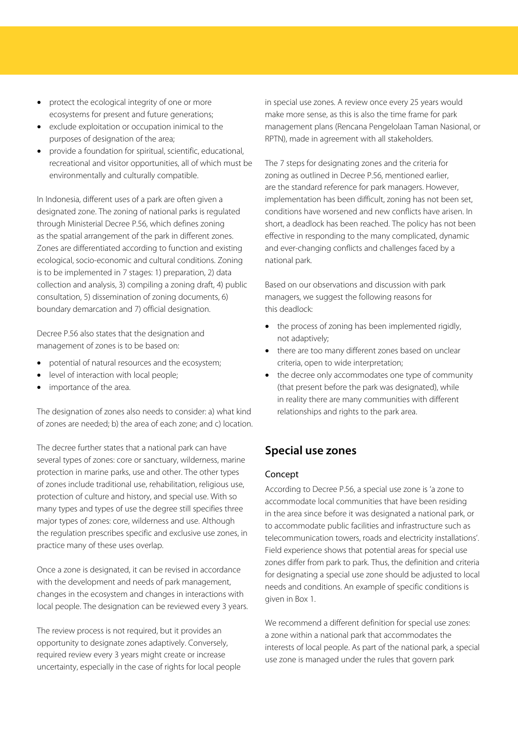- protect the ecological integrity of one or more ecosystems for present and future generations;
- exclude exploitation or occupation inimical to the purposes of designation of the area;
- provide a foundation for spiritual, scientific, educational, recreational and visitor opportunities, all of which must be environmentally and culturally compatible.

In Indonesia, different uses of a park are often given a designated zone. The zoning of national parks is regulated through Ministerial Decree P.56, which defines zoning as the spatial arrangement of the park in different zones. Zones are differentiated according to function and existing ecological, socio-economic and cultural conditions. Zoning is to be implemented in 7 stages: 1) preparation, 2) data collection and analysis, 3) compiling a zoning draft, 4) public consultation, 5) dissemination of zoning documents, 6) boundary demarcation and 7) official designation.

Decree P.56 also states that the designation and management of zones is to be based on:

- potential of natural resources and the ecosystem;
- level of interaction with local people;
- importance of the area.

The designation of zones also needs to consider: a) what kind of zones are needed; b) the area of each zone; and c) location.

The decree further states that a national park can have several types of zones: core or sanctuary, wilderness, marine protection in marine parks, use and other. The other types of zones include traditional use, rehabilitation, religious use, protection of culture and history, and special use. With so many types and types of use the degree still specifies three major types of zones: core, wilderness and use. Although the regulation prescribes specific and exclusive use zones, in practice many of these uses overlap.

Once a zone is designated, it can be revised in accordance with the development and needs of park management, changes in the ecosystem and changes in interactions with local people. The designation can be reviewed every 3 years.

The review process is not required, but it provides an opportunity to designate zones adaptively. Conversely, required review every 3 years might create or increase uncertainty, especially in the case of rights for local people in special use zones. A review once every 25 years would make more sense, as this is also the time frame for park management plans (Rencana Pengelolaan Taman Nasional, or RPTN), made in agreement with all stakeholders.

The 7 steps for designating zones and the criteria for zoning as outlined in Decree P.56, mentioned earlier, are the standard reference for park managers. However, implementation has been difficult, zoning has not been set, conditions have worsened and new conflicts have arisen. In short, a deadlock has been reached. The policy has not been effective in responding to the many complicated, dynamic and ever-changing conflicts and challenges faced by a national park.

Based on our observations and discussion with park managers, we suggest the following reasons for this deadlock:

- the process of zoning has been implemented rigidly, not adaptively;
- there are too many different zones based on unclear criteria, open to wide interpretation;
- the decree only accommodates one type of community (that present before the park was designated), while in reality there are many communities with different relationships and rights to the park area.

## Special use zones

### Concept

According to Decree P.56, a special use zone is 'a zone to accommodate local communities that have been residing in the area since before it was designated a national park, or to accommodate public facilities and infrastructure such as telecommunication towers, roads and electricity installations'. Field experience shows that potential areas for special use zones differ from park to park. Thus, the definition and criteria for designating a special use zone should be adjusted to local needs and conditions. An example of specific conditions is given in Box 1.

We recommend a different definition for special use zones: a zone within a national park that accommodates the interests of local people. As part of the national park, a special use zone is managed under the rules that govern park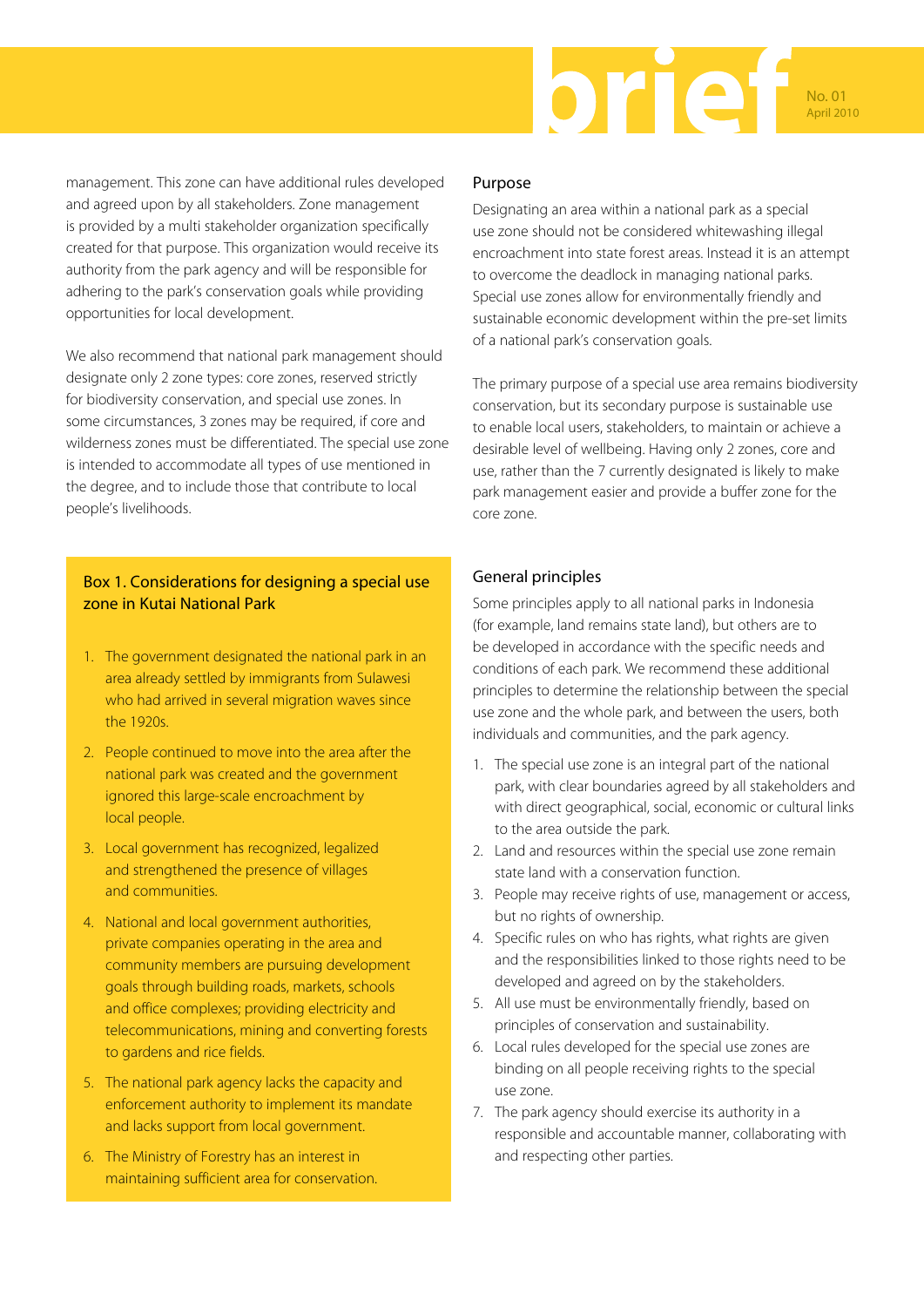management. This zone can have additional rules developed and agreed upon by all stakeholders. Zone management is provided by a multi stakeholder organization specifically created for that purpose. This organization would receive its authority from the park agency and will be responsible for adhering to the park's conservation goals while providing opportunities for local development.

We also recommend that national park management should designate only 2 zone types: core zones, reserved strictly for biodiversity conservation, and special use zones. In some circumstances, 3 zones may be required, if core and wilderness zones must be differentiated. The special use zone is intended to accommodate all types of use mentioned in the degree, and to include those that contribute to local people's livelihoods.

### Box 1. Considerations for designing a special use zone in Kutai National Park

1. The government designated the national park in an area already settled by immigrants from Sulawesi who had arrived in several migration waves since the 1920s.
2. People continued to move into the area after the national park was created and the government ignored this large-scale encroachment by local people.
3. Local government has recognized, legalized and strengthened the presence of villages and communities.
4. National and local government authorities, private companies operating in the area and community members are pursuing development goals through building roads, markets, schools and office complexes; providing electricity and telecommunications, mining and converting forests to gardens and rice fields.
5. The national park agency lacks the capacity and enforcement authority to implement its mandate and lacks support from local government.
6. The Ministry of Forestry has an interest in maintaining sufficient area for conservation.

## Purpose

Designating an area within a national park as a special use zone should not be considered whitewashing illegal encroachment into state forest areas. Instead it is an attempt to overcome the deadlock in managing national parks. Special use zones allow for environmentally friendly and sustainable economic development within the pre-set limits of a national park's conservation goals.

The primary purpose of a special use area remains biodiversity conservation, but its secondary purpose is sustainable use to enable local users, stakeholders, to maintain or achieve a desirable level of wellbeing. Having only 2 zones, core and use, rather than the 7 currently designated is likely to make park management easier and provide a buffer zone for the core zone.

## General principles

Some principles apply to all national parks in Indonesia (for example, land remains state land), but others are to be developed in accordance with the specific needs and conditions of each park. We recommend these additional principles to determine the relationship between the special use zone and the whole park, and between the users, both individuals and communities, and the park agency.

1. The special use zone is an integral part of the national park, with clear boundaries agreed by all stakeholders and with direct geographical, social, economic or cultural links to the area outside the park.
2. Land and resources within the special use zone remain state land with a conservation function.
3. People may receive rights of use, management or access, but no rights of ownership.
4. Specific rules on who has rights, what rights are given and the responsibilities linked to those rights need to be developed and agreed on by the stakeholders.
5. All use must be environmentally friendly, based on principles of conservation and sustainability.
6. Local rules developed for the special use zones are binding on all people receiving rights to the special use zone.
7. The park agency should exercise its authority in a responsible and accountable manner, collaborating with and respecting other parties.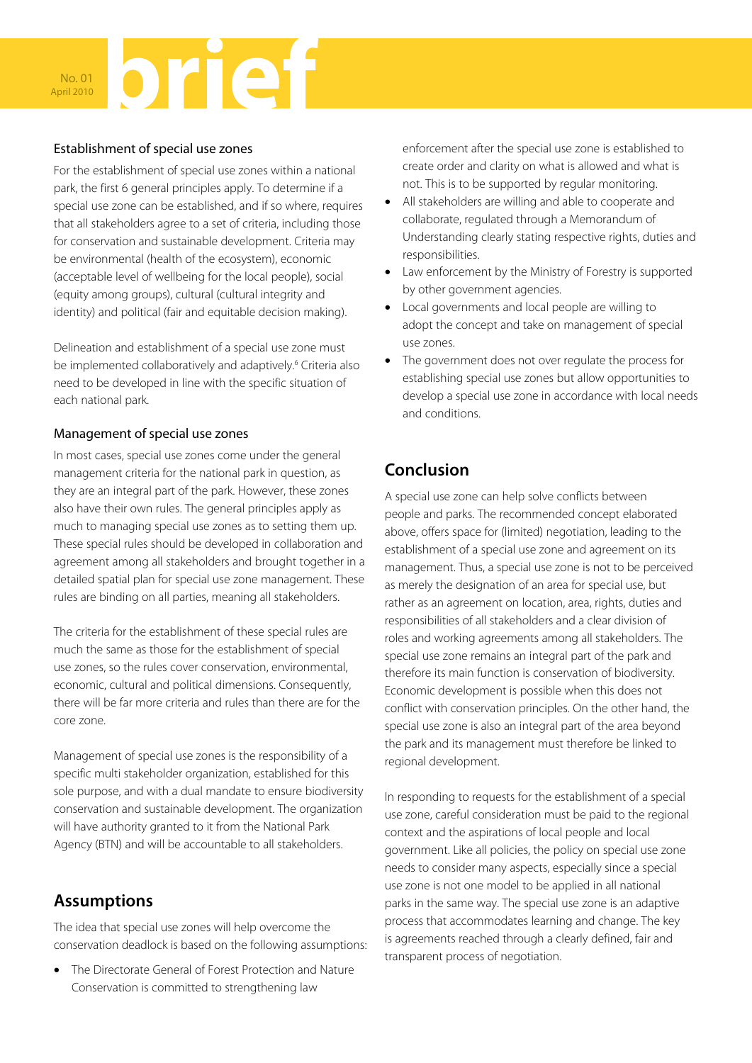### Establishment of special use zones

For the establishment of special use zones within a national park, the first 6 general principles apply. To determine if a special use zone can be established, and if so where, requires that all stakeholders agree to a set of criteria, including those for conservation and sustainable development. Criteria may be environmental (health of the ecosystem), economic (acceptable level of wellbeing for the local people), social (equity among groups), cultural (cultural integrity and identity) and political (fair and equitable decision making).

Delineation and establishment of a special use zone must be implemented collaboratively and adaptively.[6] Criteria also need to be developed in line with the specific situation of each national park.

### Management of special use zones

In most cases, special use zones come under the general management criteria for the national park in question, as they are an integral part of the park. However, these zones also have their own rules. The general principles apply as much to managing special use zones as to setting them up. These special rules should be developed in collaboration and agreement among all stakeholders and brought together in a detailed spatial plan for special use zone management. These rules are binding on all parties, meaning all stakeholders.

The criteria for the establishment of these special rules are much the same as those for the establishment of special use zones, so the rules cover conservation, environmental, economic, cultural and political dimensions. Consequently, there will be far more criteria and rules than there are for the core zone.

Management of special use zones is the responsibility of a specific multi stakeholder organization, established for this sole purpose, and with a dual mandate to ensure biodiversity conservation and sustainable development. The organization will have authority granted to it from the National Park Agency (BTN) and will be accountable to all stakeholders.

## Assumptions

The idea that special use zones will help overcome the conservation deadlock is based on the following assumptions:

- The Directorate General of Forest Protection and Nature Conservation is committed to strengthening law enforcement after the special use zone is established to create order and clarity on what is allowed and what is not. This is to be supported by regular monitoring.
- All stakeholders are willing and able to cooperate and collaborate, regulated through a Memorandum of Understanding clearly stating respective rights, duties and responsibilities.
- Law enforcement by the Ministry of Forestry is supported by other government agencies.
- Local governments and local people are willing to adopt the concept and take on management of special use zones.
- The government does not over regulate the process for establishing special use zones but allow opportunities to develop a special use zone in accordance with local needs and conditions.

## Conclusion

A special use zone can help solve conflicts between people and parks. The recommended concept elaborated above, offers space for (limited) negotiation, leading to the establishment of a special use zone and agreement on its management. Thus, a special use zone is not to be perceived as merely the designation of an area for special use, but rather as an agreement on location, area, rights, duties and responsibilities of all stakeholders and a clear division of roles and working agreements among all stakeholders. The special use zone remains an integral part of the park and therefore its main function is conservation of biodiversity. Economic development is possible when this does not conflict with conservation principles. On the other hand, the special use zone is also an integral part of the area beyond the park and its management must therefore be linked to regional development.

In responding to requests for the establishment of a special use zone, careful consideration must be paid to the regional context and the aspirations of local people and local government. Like all policies, the policy on special use zone needs to consider many aspects, especially since a special use zone is not one model to be applied in all national parks in the same way. The special use zone is an adaptive process that accommodates learning and change. The key is agreements reached through a clearly defined, fair and transparent process of negotiation.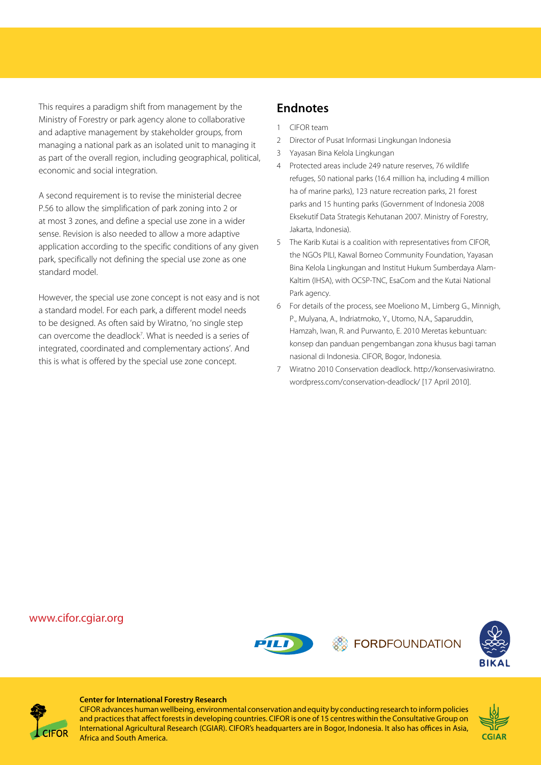This requires a paradigm shift from management by the Ministry of Forestry or park agency alone to collaborative and adaptive management by stakeholder groups, from managing a national park as an isolated unit to managing it as part of the overall region, including geographical, political, economic and social integration.

A second requirement is to revise the ministerial decree P.56 to allow the simplification of park zoning into 2 or at most 3 zones, and define a special use zone in a wider sense. Revision is also needed to allow a more adaptive application according to the specific conditions of any given park, specifically not defining the special use zone as one standard model.

However, the special use zone concept is not easy and is not a standard model. For each park, a different model needs to be designed. As often said by Wiratno, 'no single step can overcome the deadlock[7]. What is needed is a series of integrated, coordinated and complementary actions'. And this is what is offered by the special use zone concept.

## Endnotes

1. CIFOR team
2. Director of Pusat Informasi Lingkungan Indonesia
3. Yayasan Bina Kelola Lingkungan
4. Protected areas include 249 nature reserves, 76 wildlife refuges, 50 national parks (16.4 million ha, including 4 million ha of marine parks), 123 nature recreation parks, 21 forest parks and 15 hunting parks (Government of Indonesia 2008 Eksekutif Data Strategis Kehutanan 2007. Ministry of Forestry, Jakarta, Indonesia).
5. The Karib Kutai is a coalition with representatives from CIFOR, the NGOs PILI, Kawal Borneo Community Foundation, Yayasan Bina Kelola Lingkungan and Institut Hukum Sumberdaya Alam-Kaltim (IHSA), with OCSP-TNC, EsaCom and the Kutai National Park agency.
6. For details of the process, see Moeliono M., Limberg G., Minnigh, P., Mulyana, A., Indriatmoko, Y., Utomo, N.A., Saparuddin, Hamzah, Iwan, R. and Purwanto, E. 2010 Meretas kebuntuan: konsep dan panduan pengembangan zona khusus bagi taman nasional di Indonesia. CIFOR, Bogor, Indonesia.
7. Wiratno 2010 Conservation deadlock. http://konservasiwiratno.wordpress.com/conservation-deadlock/ [17 April 2010].

www.cifor.cgiar.org

PILI FORDFOUNDATION BIKAL

**Center for International Forestry Research**

CIFOR advances human wellbeing, environmental conservation and equity by conducting research to inform policies and practices that affect forests in developing countries. CIFOR is one of 15 centres within the Consultative Group on International Agricultural Research (CGIAR). CIFOR's headquarters are in Bogor, Indonesia. It also has offices in Asia, Africa and South America.

CIFOR CGIAR